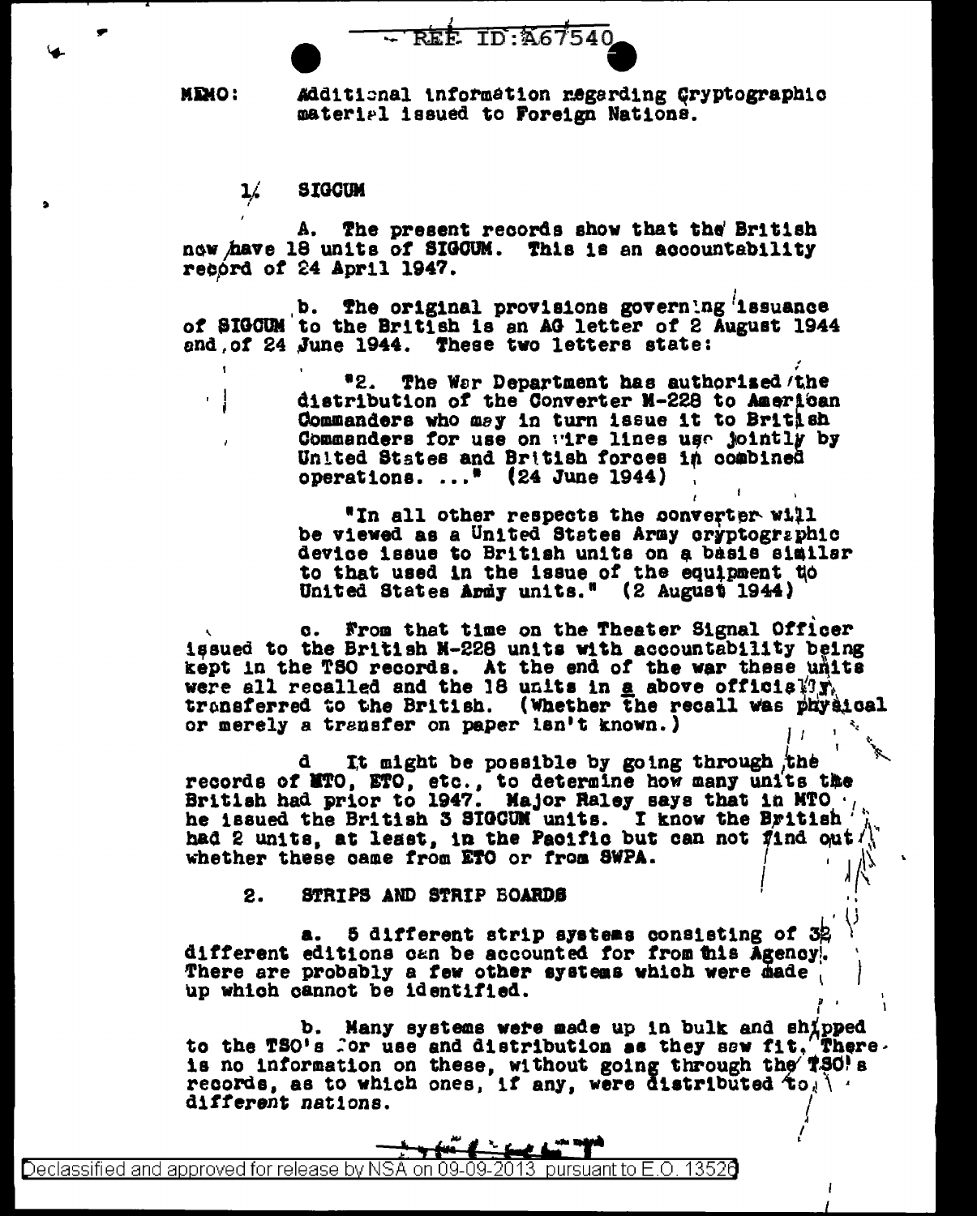REF ID:A67540

**MEMO:** Additional information regarding Cryptographic material issued to Foreign Nations.

1. **SIGCUM**

A. The present records show that the British now have 18 units of SIGCUM. This is an accountability record of 24 April 1947.

b. The original provisions governing issuance of SIGCUM to the British is an AG letter of 2 August 1944 and of 24 June 1944. These two letters state:

> "2. The War Department has authorized the distribution of the Converter M-228 to American Commanders who may in turn issue it to British Commanders for use on wire lines use jointly by United States and British forces in combined operations. ..." (24 June 1944)

> "In all other respects the converter will be viewed as a United States Army cryptographic device issue to British units on a basis similar to that used in the issue of the equipment to United States Army units." (2 August 1944)

c. From that time on the Theater Signal Officer issued to the British M-228 units with accountability being kept in the TSO records. At the end of the war these units were all recalled and the 18 units in a above officially transferred to the British. (Whether the recall was physical or merely a transfer on paper isn't known.)

d It might be possible by going through the records of MTO, ETO, etc., to determine how many units the British had prior to 1947. Major Raley says that in MTO he issued the British 3 SIGCUM units. I know the British had 2 units, at least, in the Pacific but can not find out whether these came from ETO or from SWPA.

2. **STRIPS AND STRIP BOARDS**

a. 5 different strip systems consisting of 32 different editions can be accounted for from this Agency. There are probably a few other systems which were made up which cannot be identified.

b. Many systems were made up in bulk and shipped to the TSO's for use and distribution as they saw fit. There is no information on these, without going through the TSO's records, as to which ones, if any, were distributed to different nations.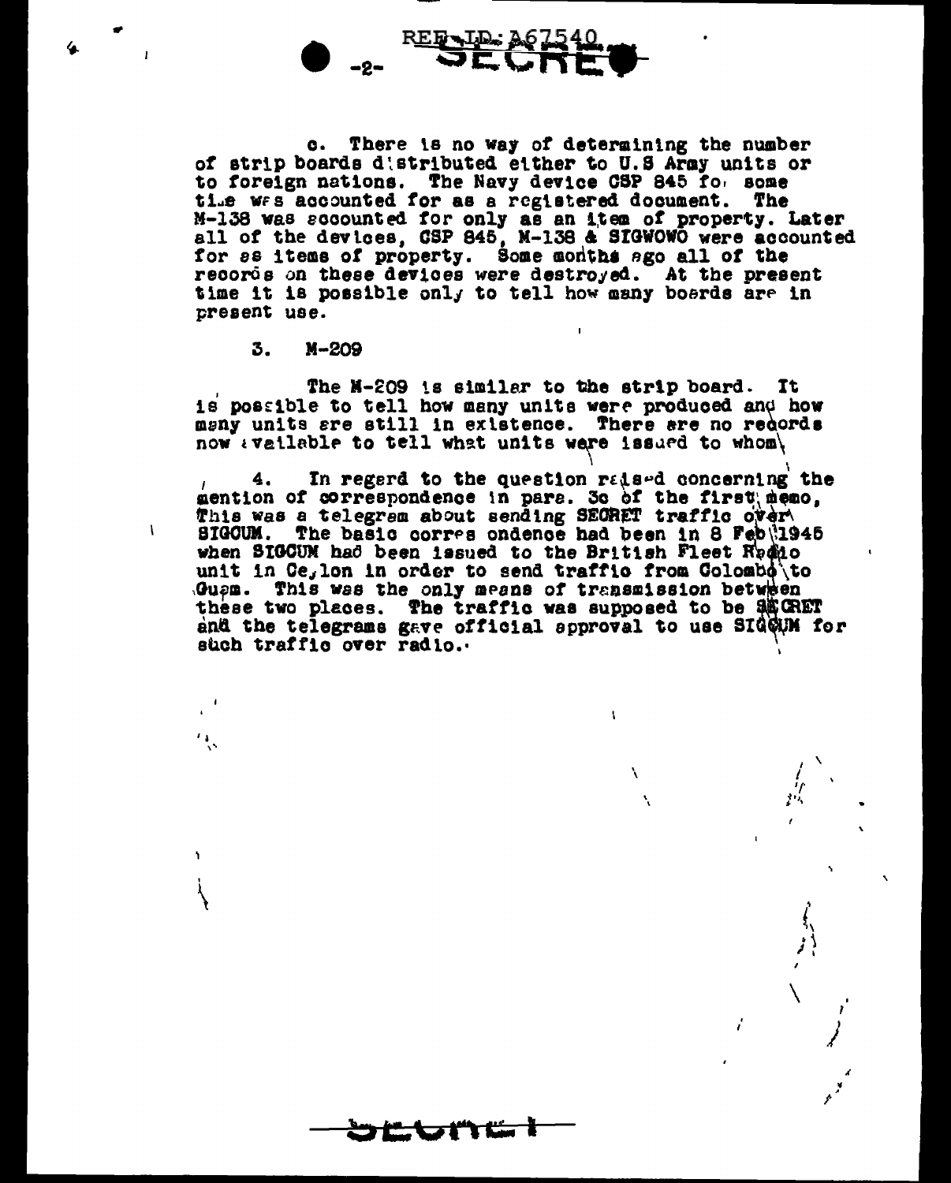c. There is no way of determining the number of strip boards distributed either to U.S Army units or to foreign nations. The Navy device CSP 845 for some time was accounted for as a registered document. The M-138 was accounted for only as an item of property. Later all of the devices, CSP 845, M-138 & SIGWOWO were accounted for as items of property. Some months ago all of the records on these devices were destroyed. At the present time it is possible only to tell how many boards are in present use.

3. M-209

The M-209 is similar to the strip board. It is possible to tell how many units were produced and how many units are still in existence. There are no records now available to tell what units were issued to whom.

4. In regard to the question raised concerning the mention of correspondence in para. 3c of the first memo, This was a telegram about sending SECRET traffic over SIGCUM. The basic correspondence had been in 8 Feb 1945 when SIGCUM had been issued to the British Fleet Radio unit in Ceylon in order to send traffic from Colombo to Guam. This was the only means of transmission between these two places. The traffic was supposed to be SECRET and the telegrams gave official approval to use SIGCUM for such traffic over radio.